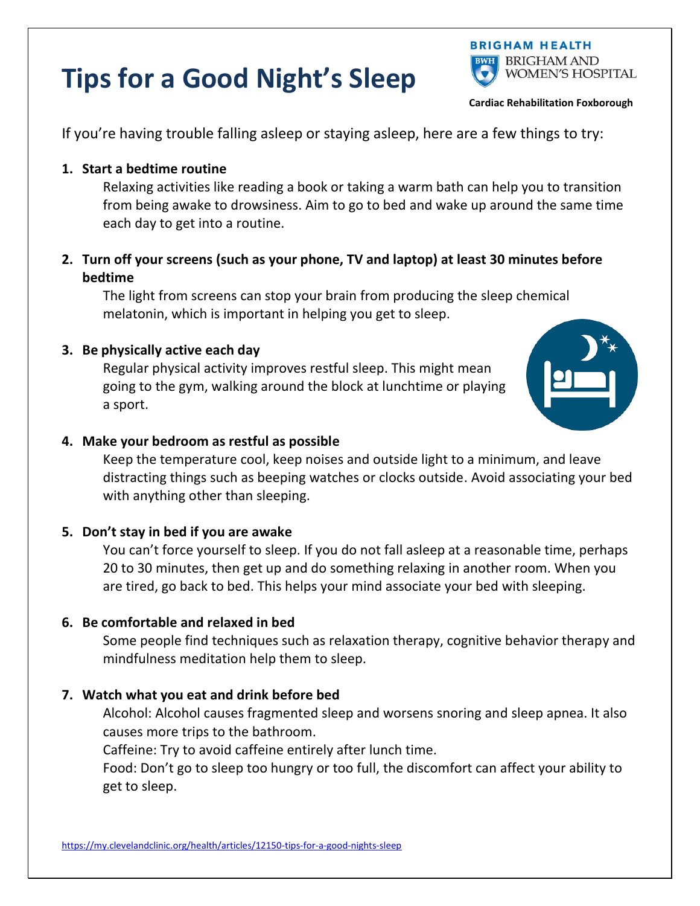# Tips for a Good Night's Sleep

BRIGHAM HEALTH
BRIGHAM AND WOMEN'S HOSPITAL

**Cardiac Rehabilitation Foxborough**

If you're having trouble falling asleep or staying asleep, here are a few things to try:

1. **Start a bedtime routine**

   Relaxing activities like reading a book or taking a warm bath can help you to transition from being awake to drowsiness. Aim to go to bed and wake up around the same time each day to get into a routine.

2. **Turn off your screens (such as your phone, TV and laptop) at least 30 minutes before bedtime**

   The light from screens can stop your brain from producing the sleep chemical melatonin, which is important in helping you get to sleep.

3. **Be physically active each day**

   Regular physical activity improves restful sleep. This might mean going to the gym, walking around the block at lunchtime or playing a sport.

4. **Make your bedroom as restful as possible**

   Keep the temperature cool, keep noises and outside light to a minimum, and leave distracting things such as beeping watches or clocks outside. Avoid associating your bed with anything other than sleeping.

5. **Don't stay in bed if you are awake**

   You can't force yourself to sleep. If you do not fall asleep at a reasonable time, perhaps 20 to 30 minutes, then get up and do something relaxing in another room. When you are tired, go back to bed. This helps your mind associate your bed with sleeping.

6. **Be comfortable and relaxed in bed**

   Some people find techniques such as relaxation therapy, cognitive behavior therapy and mindfulness meditation help them to sleep.

7. **Watch what you eat and drink before bed**

   Alcohol: Alcohol causes fragmented sleep and worsens snoring and sleep apnea. It also causes more trips to the bathroom.

   Caffeine: Try to avoid caffeine entirely after lunch time.

   Food: Don't go to sleep too hungry or too full, the discomfort can affect your ability to get to sleep.

https://my.clevelandclinic.org/health/articles/12150-tips-for-a-good-nights-sleep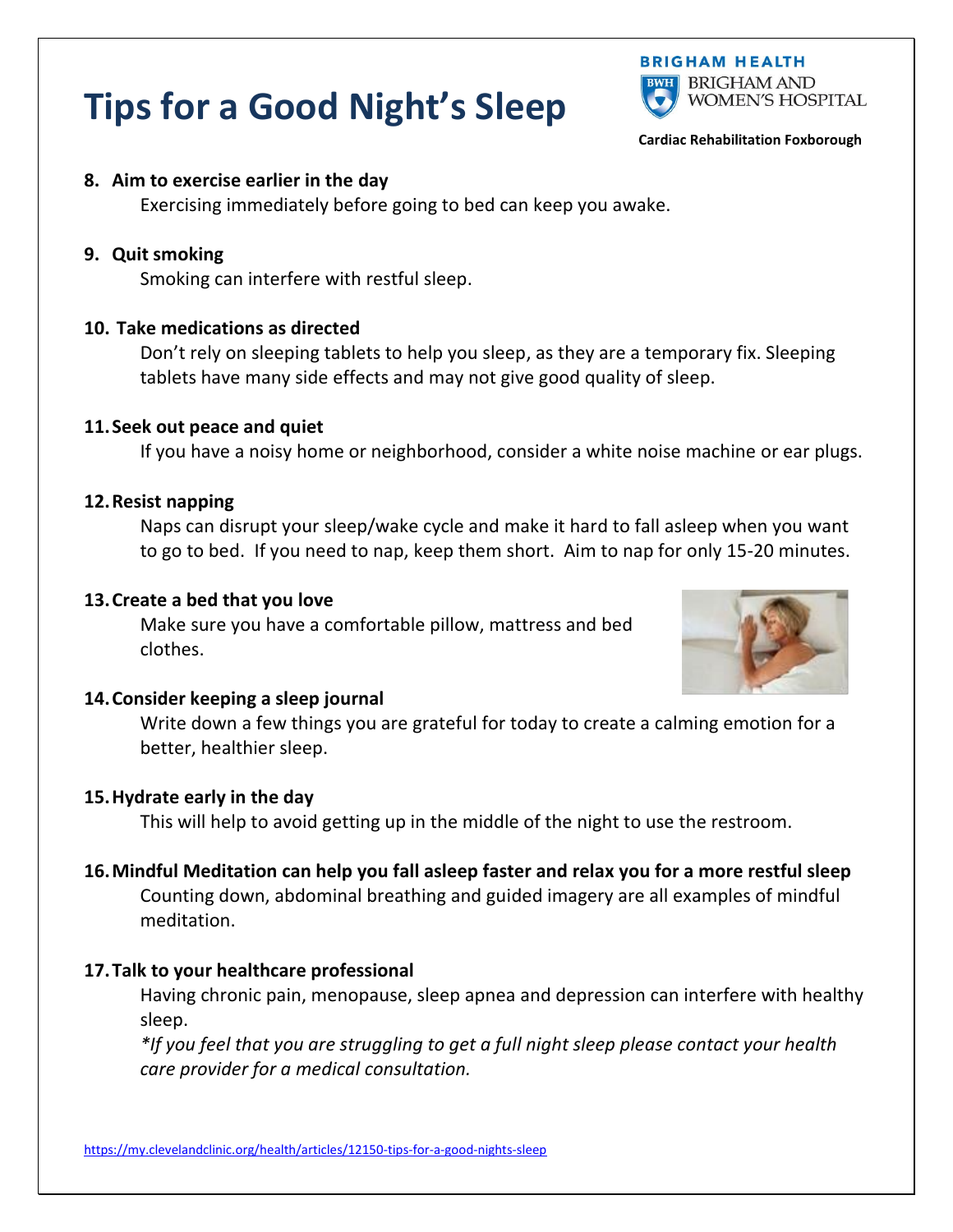# Tips for a Good Night's Sleep

**BRIGHAM HEALTH**
BRIGHAM AND WOMEN'S HOSPITAL

**Cardiac Rehabilitation Foxborough**

8. **Aim to exercise earlier in the day**
   Exercising immediately before going to bed can keep you awake.

9. **Quit smoking**
   Smoking can interfere with restful sleep.

10. **Take medications as directed**
    Don't rely on sleeping tablets to help you sleep, as they are a temporary fix. Sleeping tablets have many side effects and may not give good quality of sleep.

11. **Seek out peace and quiet**
    If you have a noisy home or neighborhood, consider a white noise machine or ear plugs.

12. **Resist napping**
    Naps can disrupt your sleep/wake cycle and make it hard to fall asleep when you want to go to bed. If you need to nap, keep them short. Aim to nap for only 15-20 minutes.

13. **Create a bed that you love**
    Make sure you have a comfortable pillow, mattress and bed clothes.

14. **Consider keeping a sleep journal**
    Write down a few things you are grateful for today to create a calming emotion for a better, healthier sleep.

15. **Hydrate early in the day**
    This will help to avoid getting up in the middle of the night to use the restroom.

16. **Mindful Meditation can help you fall asleep faster and relax you for a more restful sleep**
    Counting down, abdominal breathing and guided imagery are all examples of mindful meditation.

17. **Talk to your healthcare professional**
    Having chronic pain, menopause, sleep apnea and depression can interfere with healthy sleep.
    *\*If you feel that you are struggling to get a full night sleep please contact your health care provider for a medical consultation.*

https://my.clevelandclinic.org/health/articles/12150-tips-for-a-good-nights-sleep